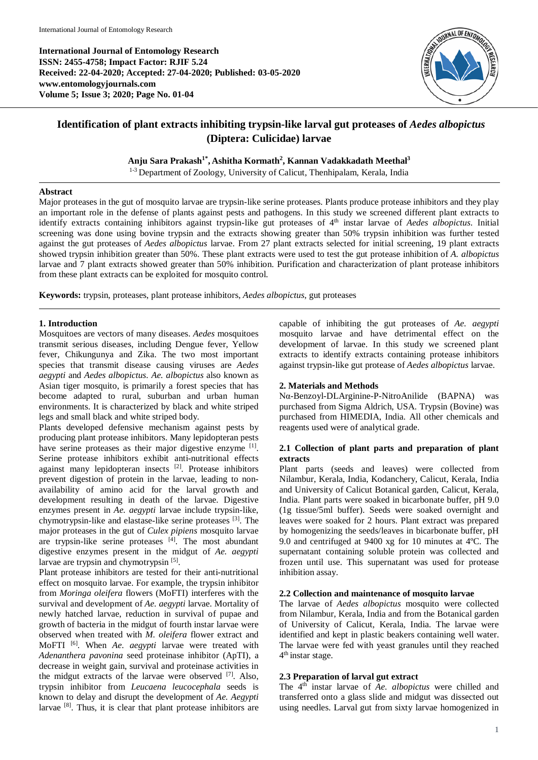# Identification of plant extracts inhibiting trypsin-like larval gut proteases of *Aedes albopictus* (Diptera: Culicidae) larvae

**Anju Sara Prakash[1*], Ashitha Kormath[2], Kannan Vadakkadath Meethal[3]**

[1-3] Department of Zoology, University of Calicut, Thenhipalam, Kerala, India

## Abstract

Major proteases in the gut of mosquito larvae are trypsin-like serine proteases. Plants produce protease inhibitors and they play an important role in the defense of plants against pests and pathogens. In this study we screened different plant extracts to identify extracts containing inhibitors against trypsin-like gut proteases of 4th instar larvae of *Aedes albopictus*. Initial screening was done using bovine trypsin and the extracts showing greater than 50% trypsin inhibition was further tested against the gut proteases of *Aedes albopictus* larvae. From 27 plant extracts selected for initial screening, 19 plant extracts showed trypsin inhibition greater than 50%. These plant extracts were used to test the gut protease inhibition of *A. albopictus* larvae and 7 plant extracts showed greater than 50% inhibition. Purification and characterization of plant protease inhibitors from these plant extracts can be exploited for mosquito control.

**Keywords:** trypsin, proteases, plant protease inhibitors, *Aedes albopictus*, gut proteases

## 1. Introduction

Mosquitoes are vectors of many diseases. *Aedes* mosquitoes transmit serious diseases, including Dengue fever, Yellow fever, Chikungunya and Zika. The two most important species that transmit disease causing viruses are *Aedes aegypti* and *Aedes albopictus*. *Ae. albopictus* also known as Asian tiger mosquito, is primarily a forest species that has become adapted to rural, suburban and urban human environments. It is characterized by black and white striped legs and small black and white striped body.

Plants developed defensive mechanism against pests by producing plant protease inhibitors. Many lepidopteran pests have serine proteases as their major digestive enzyme [1]. Serine protease inhibitors exhibit anti-nutritional effects against many lepidopteran insects [2]. Protease inhibitors prevent digestion of protein in the larvae, leading to non-availability of amino acid for the larval growth and development resulting in death of the larvae. Digestive enzymes present in *Ae. aegypti* larvae include trypsin-like, chymotrypsin-like and elastase-like serine proteases [3]. The major proteases in the gut of *Culex pipiens* mosquito larvae are trypsin-like serine proteases [4]. The most abundant digestive enzymes present in the midgut of *Ae. aegypti* larvae are trypsin and chymotrypsin [5].

Plant protease inhibitors are tested for their anti-nutritional effect on mosquito larvae. For example, the trypsin inhibitor from *Moringa oleifera* flowers (MoFTI) interferes with the survival and development of *Ae. aegypti* larvae. Mortality of newly hatched larvae, reduction in survival of pupae and growth of bacteria in the midgut of fourth instar larvae were observed when treated with *M. oleifera* flower extract and MoFTI [6]. When *Ae. aegypti* larvae were treated with *Adenanthera pavonina* seed proteinase inhibitor (ApTI), a decrease in weight gain, survival and proteinase activities in the midgut extracts of the larvae were observed [7]. Also, trypsin inhibitor from *Leucaena leucocephala* seeds is known to delay and disrupt the development of *Ae. Aegypti* larvae [8]. Thus, it is clear that plant protease inhibitors are capable of inhibiting the gut proteases of *Ae. aegypti* mosquito larvae and have detrimental effect on the development of larvae. In this study we screened plant extracts to identify extracts containing protease inhibitors against trypsin-like gut protease of *Aedes albopictus* larvae.

## 2. Materials and Methods

Nα-Benzoyl-DLArginine-P-NitroAnilide (BAPNA) was purchased from Sigma Aldrich, USA. Trypsin (Bovine) was purchased from HIMEDIA, India. All other chemicals and reagents used were of analytical grade.

### 2.1 Collection of plant parts and preparation of plant extracts

Plant parts (seeds and leaves) were collected from Nilambur, Kerala, India, Kodanchery, Calicut, Kerala, India and University of Calicut Botanical garden, Calicut, Kerala, India. Plant parts were soaked in bicarbonate buffer, pH 9.0 (1g tissue/5ml buffer). Seeds were soaked overnight and leaves were soaked for 2 hours. Plant extract was prepared by homogenizing the seeds/leaves in bicarbonate buffer, pH 9.0 and centrifuged at 9400 xg for 10 minutes at 4ºC. The supernatant containing soluble protein was collected and frozen until use. This supernatant was used for protease inhibition assay.

### 2.2 Collection and maintenance of mosquito larvae

The larvae of *Aedes albopictus* mosquito were collected from Nilambur, Kerala, India and from the Botanical garden of University of Calicut, Kerala, India. The larvae were identified and kept in plastic beakers containing well water. The larvae were fed with yeast granules until they reached 4th instar stage.

### 2.3 Preparation of larval gut extract

The 4th instar larvae of *Ae. albopictus* were chilled and transferred onto a glass slide and midgut was dissected out using needles. Larval gut from sixty larvae homogenized in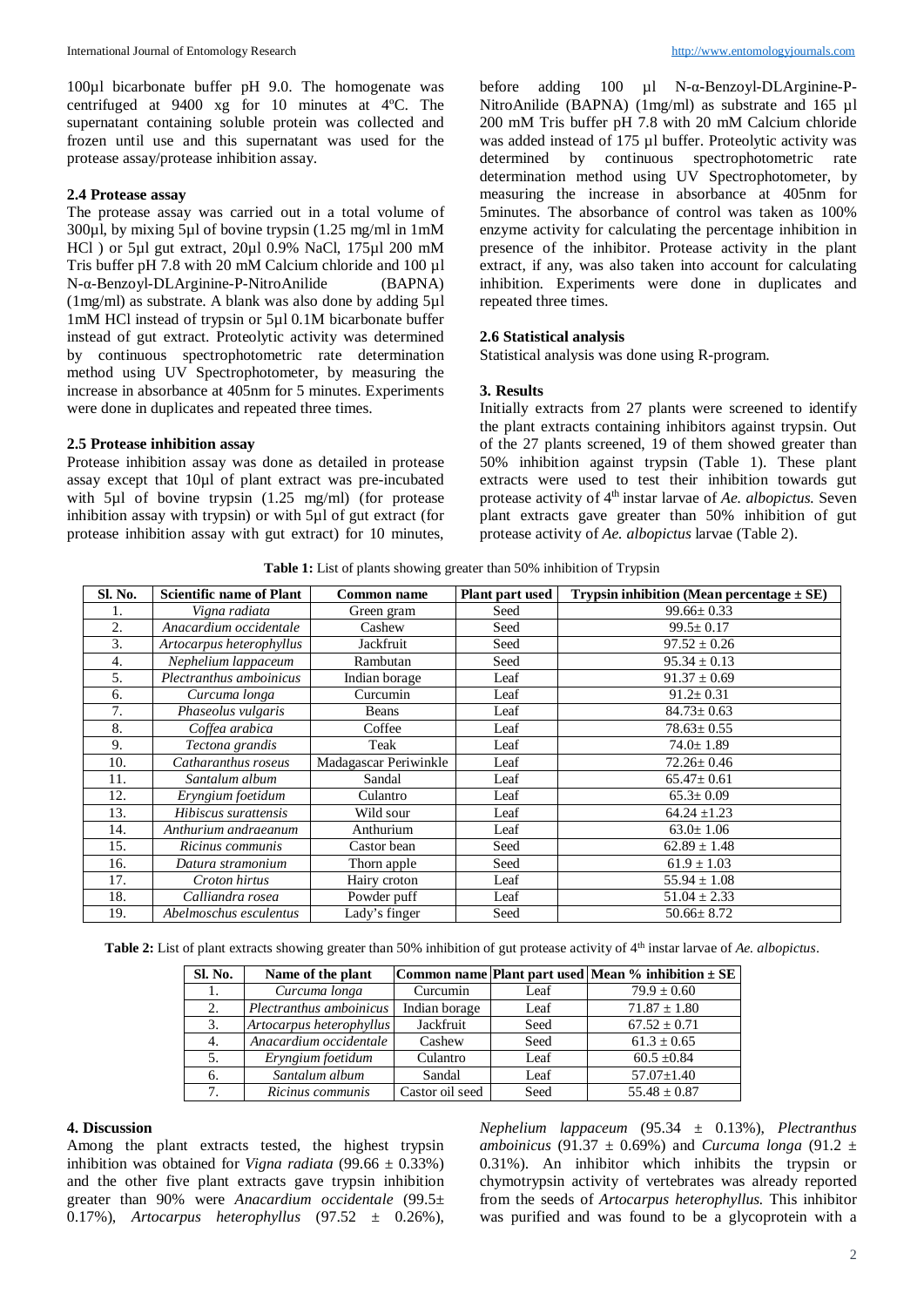100µl bicarbonate buffer pH 9.0. The homogenate was centrifuged at 9400 xg for 10 minutes at 4ºC. The supernatant containing soluble protein was collected and frozen until use and this supernatant was used for the protease assay/protease inhibition assay.

### 2.4 Protease assay

The protease assay was carried out in a total volume of 300µl, by mixing 5µl of bovine trypsin (1.25 mg/ml in 1mM HCl ) or 5µl gut extract, 20µl 0.9% NaCl, 175µl 200 mM Tris buffer pH 7.8 with 20 mM Calcium chloride and 100 µl N-α-Benzoyl-DLArginine-P-NitroAnilide (BAPNA) (1mg/ml) as substrate. A blank was also done by adding 5µl 1mM HCl instead of trypsin or 5µl 0.1M bicarbonate buffer instead of gut extract. Proteolytic activity was determined by continuous spectrophotometric rate determination method using UV Spectrophotometer, by measuring the increase in absorbance at 405nm for 5 minutes. Experiments were done in duplicates and repeated three times.

### 2.5 Protease inhibition assay

Protease inhibition assay was done as detailed in protease assay except that 10µl of plant extract was pre-incubated with 5µl of bovine trypsin (1.25 mg/ml) (for protease inhibition assay with trypsin) or with 5µl of gut extract (for protease inhibition assay with gut extract) for 10 minutes, before adding 100 µl N-α-Benzoyl-DLArginine-P-NitroAnilide (BAPNA) (1mg/ml) as substrate and 165 µl 200 mM Tris buffer pH 7.8 with 20 mM Calcium chloride was added instead of 175 µl buffer. Proteolytic activity was determined by continuous spectrophotometric rate determination method using UV Spectrophotometer, by measuring the increase in absorbance at 405nm for 5minutes. The absorbance of control was taken as 100% enzyme activity for calculating the percentage inhibition in presence of the inhibitor. Protease activity in the plant extract, if any, was also taken into account for calculating inhibition. Experiments were done in duplicates and repeated three times.

### 2.6 Statistical analysis

Statistical analysis was done using R-program.

## 3. Results

Initially extracts from 27 plants were screened to identify the plant extracts containing inhibitors against trypsin. Out of the 27 plants screened, 19 of them showed greater than 50% inhibition against trypsin (Table 1). These plant extracts were used to test their inhibition towards gut protease activity of 4th instar larvae of *Ae. albopictus.* Seven plant extracts gave greater than 50% inhibition of gut protease activity of *Ae. albopictus* larvae (Table 2).

**Table 1:** List of plants showing greater than 50% inhibition of Trypsin

| Sl. No. | Scientific name of Plant | Common name | Plant part used | Trypsin inhibition (Mean percentage ± SE) |
|---|---|---|---|---|
| 1. | *Vigna radiata* | Green gram | Seed | 99.66± 0.33 |
| 2. | *Anacardium occidentale* | Cashew | Seed | 99.5± 0.17 |
| 3. | *Artocarpus heterophyllus* | Jackfruit | Seed | 97.52 ± 0.26 |
| 4. | *Nephelium lappaceum* | Rambutan | Seed | 95.34 ± 0.13 |
| 5. | *Plectranthus amboinicus* | Indian borage | Leaf | 91.37 ± 0.69 |
| 6. | *Curcuma longa* | Curcumin | Leaf | 91.2± 0.31 |
| 7. | *Phaseolus vulgaris* | Beans | Leaf | 84.73± 0.63 |
| 8. | *Coffea arabica* | Coffee | Leaf | 78.63± 0.55 |
| 9. | *Tectona grandis* | Teak | Leaf | 74.0± 1.89 |
| 10. | *Catharanthus roseus* | Madagascar Periwinkle | Leaf | 72.26± 0.46 |
| 11. | *Santalum album* | Sandal | Leaf | 65.47± 0.61 |
| 12. | *Eryngium foetidum* | Culantro | Leaf | 65.3± 0.09 |
| 13. | *Hibiscus surattensis* | Wild sour | Leaf | 64.24 ±1.23 |
| 14. | *Anthurium andraeanum* | Anthurium | Leaf | 63.0± 1.06 |
| 15. | *Ricinus communis* | Castor bean | Seed | 62.89 ± 1.48 |
| 16. | *Datura stramonium* | Thorn apple | Seed | 61.9 ± 1.03 |
| 17. | *Croton hirtus* | Hairy croton | Leaf | 55.94 ± 1.08 |
| 18. | *Calliandra rosea* | Powder puff | Leaf | 51.04 ± 2.33 |
| 19. | *Abelmoschus esculentus* | Lady's finger | Seed | 50.66± 8.72 |

**Table 2:** List of plant extracts showing greater than 50% inhibition of gut protease activity of 4th instar larvae of *Ae. albopictus*.

| Sl. No. | Name of the plant | Common name | Plant part used | Mean % inhibition ± SE |
|---|---|---|---|---|
| 1. | *Curcuma longa* | Curcumin | Leaf | 79.9 ± 0.60 |
| 2. | *Plectranthus amboinicus* | Indian borage | Leaf | 71.87 ± 1.80 |
| 3. | *Artocarpus heterophyllus* | Jackfruit | Seed | 67.52 ± 0.71 |
| 4. | *Anacardium occidentale* | Cashew | Seed | 61.3 ± 0.65 |
| 5. | *Eryngium foetidum* | Culantro | Leaf | 60.5 ±0.84 |
| 6. | *Santalum album* | Sandal | Leaf | 57.07±1.40 |
| 7. | *Ricinus communis* | Castor oil seed | Seed | 55.48 ± 0.87 |

## 4. Discussion

Among the plant extracts tested, the highest trypsin inhibition was obtained for *Vigna radiata* (99.66 ± 0.33%) and the other five plant extracts gave trypsin inhibition greater than 90% were *Anacardium occidentale* (99.5± 0.17%), *Artocarpus heterophyllus* (97.52 ± 0.26%), *Nephelium lappaceum* (95.34 ± 0.13%), *Plectranthus amboinicus* (91.37 ± 0.69%) and *Curcuma longa* (91.2 ± 0.31%). An inhibitor which inhibits the trypsin or chymotrypsin activity of vertebrates was already reported from the seeds of *Artocarpus heterophyllus.* This inhibitor was purified and was found to be a glycoprotein with a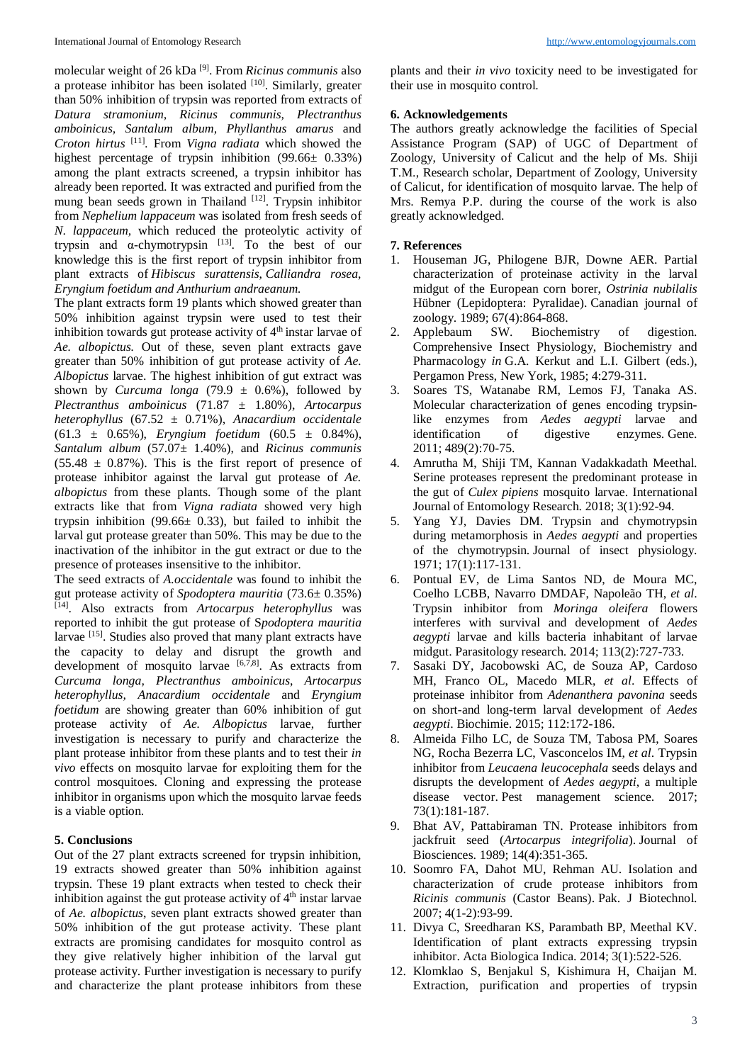molecular weight of 26 kDa [9]. From *Ricinus communis* also a protease inhibitor has been isolated [10]. Similarly, greater than 50% inhibition of trypsin was reported from extracts of *Datura stramonium, Ricinus communis, Plectranthus amboinicus, Santalum album, Phyllanthus amarus* and *Croton hirtus* [11]. From *Vigna radiata* which showed the highest percentage of trypsin inhibition (99.66± 0.33%) among the plant extracts screened, a trypsin inhibitor has already been reported. It was extracted and purified from the mung bean seeds grown in Thailand [12]. Trypsin inhibitor from *Nephelium lappaceum* was isolated from fresh seeds of *N. lappaceum,* which reduced the proteolytic activity of trypsin and α-chymotrypsin [13]. To the best of our knowledge this is the first report of trypsin inhibitor from plant extracts of *Hibiscus surattensis*, *Calliandra rosea*, *Eryngium foetidum and Anthurium andraeanum.*

The plant extracts form 19 plants which showed greater than 50% inhibition against trypsin were used to test their inhibition towards gut protease activity of 4th instar larvae of *Ae. albopictus.* Out of these, seven plant extracts gave greater than 50% inhibition of gut protease activity of *Ae. Albopictus* larvae. The highest inhibition of gut extract was shown by *Curcuma longa* (79.9 ± 0.6%), followed by *Plectranthus amboinicus* (71.87 ± 1.80%), *Artocarpus heterophyllus* (67.52 ± 0.71%), *Anacardium occidentale* (61.3 ± 0.65%), *Eryngium foetidum* (60.5 ± 0.84%), *Santalum album* (57.07± 1.40%), and *Ricinus communis* (55.48 ± 0.87%). This is the first report of presence of protease inhibitor against the larval gut protease of *Ae. albopictus* from these plants. Though some of the plant extracts like that from *Vigna radiata* showed very high trypsin inhibition (99.66± 0.33), but failed to inhibit the larval gut protease greater than 50%. This may be due to the inactivation of the inhibitor in the gut extract or due to the presence of proteases insensitive to the inhibitor.

The seed extracts of *A.occidentale* was found to inhibit the gut protease activity of *Spodoptera mauritia* (73.6± 0.35%) [14]. Also extracts from *Artocarpus heterophyllus* was reported to inhibit the gut protease of S*podoptera mauritia* larvae [15]. Studies also proved that many plant extracts have the capacity to delay and disrupt the growth and development of mosquito larvae [6,7,8]. As extracts from *Curcuma longa, Plectranthus amboinicus*, *Artocarpus heterophyllus, Anacardium occidentale* and *Eryngium foetidum* are showing greater than 60% inhibition of gut protease activity of *Ae. Albopictus* larvae, further investigation is necessary to purify and characterize the plant protease inhibitor from these plants and to test their *in vivo* effects on mosquito larvae for exploiting them for the control mosquitoes. Cloning and expressing the protease inhibitor in organisms upon which the mosquito larvae feeds is a viable option.

## 5. Conclusions

Out of the 27 plant extracts screened for trypsin inhibition, 19 extracts showed greater than 50% inhibition against trypsin. These 19 plant extracts when tested to check their inhibition against the gut protease activity of 4th instar larvae of *Ae. albopictus*, seven plant extracts showed greater than 50% inhibition of the gut protease activity. These plant extracts are promising candidates for mosquito control as they give relatively higher inhibition of the larval gut protease activity. Further investigation is necessary to purify and characterize the plant protease inhibitors from these plants and their *in vivo* toxicity need to be investigated for their use in mosquito control.

## 6. Acknowledgements

The authors greatly acknowledge the facilities of Special Assistance Program (SAP) of UGC of Department of Zoology, University of Calicut and the help of Ms. Shiji T.M., Research scholar, Department of Zoology, University of Calicut, for identification of mosquito larvae. The help of Mrs. Remya P.P. during the course of the work is also greatly acknowledged.

## 7. References

1. Houseman JG, Philogene BJR, Downe AER. Partial characterization of proteinase activity in the larval midgut of the European corn borer, *Ostrinia nubilalis* Hübner (Lepidoptera: Pyralidae). Canadian journal of zoology. 1989; 67(4):864-868.
2. Applebaum SW. Biochemistry of digestion. Comprehensive Insect Physiology, Biochemistry and Pharmacology *in* G.A. Kerkut and L.I. Gilbert (eds.), Pergamon Press, New York, 1985; 4:279-311.
3. Soares TS, Watanabe RM, Lemos FJ, Tanaka AS. Molecular characterization of genes encoding trypsin-like enzymes from *Aedes aegypti* larvae and identification of digestive enzymes. Gene. 2011; 489(2):70-75.
4. Amrutha M, Shiji TM, Kannan Vadakkadath Meethal. Serine proteases represent the predominant protease in the gut of *Culex pipiens* mosquito larvae. International Journal of Entomology Research. 2018; 3(1):92-94.
5. Yang YJ, Davies DM. Trypsin and chymotrypsin during metamorphosis in *Aedes aegypti* and properties of the chymotrypsin. Journal of insect physiology. 1971; 17(1):117-131.
6. Pontual EV, de Lima Santos ND, de Moura MC, Coelho LCBB, Navarro DMDAF, Napoleão TH, *et al*. Trypsin inhibitor from *Moringa oleifera* flowers interferes with survival and development of *Aedes aegypti* larvae and kills bacteria inhabitant of larvae midgut. Parasitology research. 2014; 113(2):727-733.
7. Sasaki DY, Jacobowski AC, de Souza AP, Cardoso MH, Franco OL, Macedo MLR, *et al*. Effects of proteinase inhibitor from *Adenanthera pavonina* seeds on short-and long-term larval development of *Aedes aegypti*. Biochimie. 2015; 112:172-186.
8. Almeida Filho LC, de Souza TM, Tabosa PM, Soares NG, Rocha Bezerra LC, Vasconcelos IM, *et al*. Trypsin inhibitor from *Leucaena leucocephala* seeds delays and disrupts the development of *Aedes aegypti*, a multiple disease vector. Pest management science. 2017; 73(1):181-187.
9. Bhat AV, Pattabiraman TN. Protease inhibitors from jackfruit seed (*Artocarpus integrifolia*). Journal of Biosciences. 1989; 14(4):351-365.
10. Soomro FA, Dahot MU, Rehman AU. Isolation and characterization of crude protease inhibitors from *Ricinis communis* (Castor Beans). Pak. J Biotechnol. 2007; 4(1-2):93-99.
11. Divya C, Sreedharan KS, Parambath BP, Meethal KV. Identification of plant extracts expressing trypsin inhibitor. Acta Biologica Indica. 2014; 3(1):522-526.
12. Klomklao S, Benjakul S, Kishimura H, Chaijan M. Extraction, purification and properties of trypsin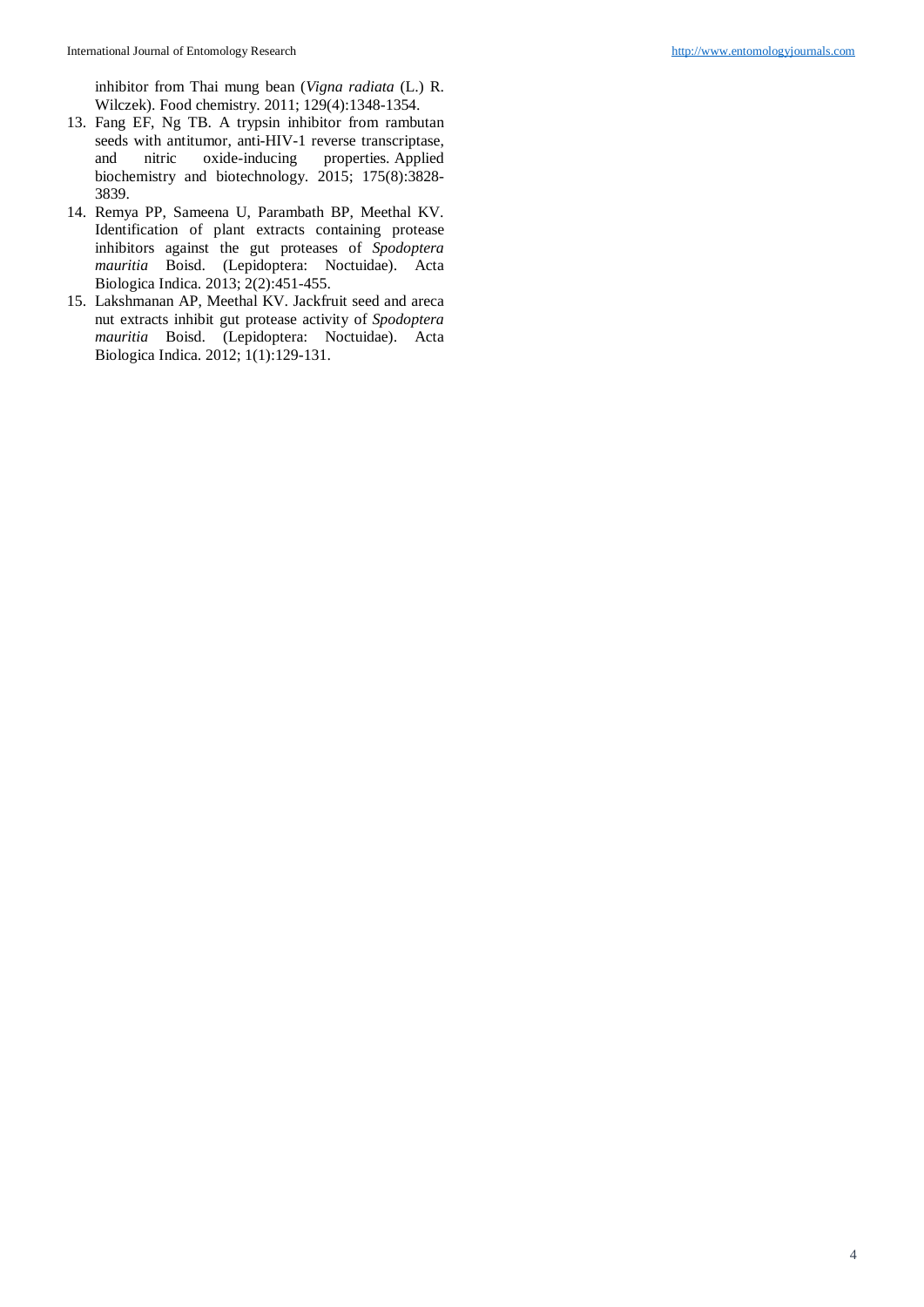inhibitor from Thai mung bean (*Vigna radiata* (L.) R. Wilczek). Food chemistry. 2011; 129(4):1348-1354.

13. Fang EF, Ng TB. A trypsin inhibitor from rambutan seeds with antitumor, anti-HIV-1 reverse transcriptase, and nitric oxide-inducing properties. Applied biochemistry and biotechnology. 2015; 175(8):3828-3839.
14. Remya PP, Sameena U, Parambath BP, Meethal KV. Identification of plant extracts containing protease inhibitors against the gut proteases of *Spodoptera mauritia* Boisd. (Lepidoptera: Noctuidae). Acta Biologica Indica. 2013; 2(2):451-455.
15. Lakshmanan AP, Meethal KV. Jackfruit seed and areca nut extracts inhibit gut protease activity of *Spodoptera mauritia* Boisd. (Lepidoptera: Noctuidae). Acta Biologica Indica. 2012; 1(1):129-131.